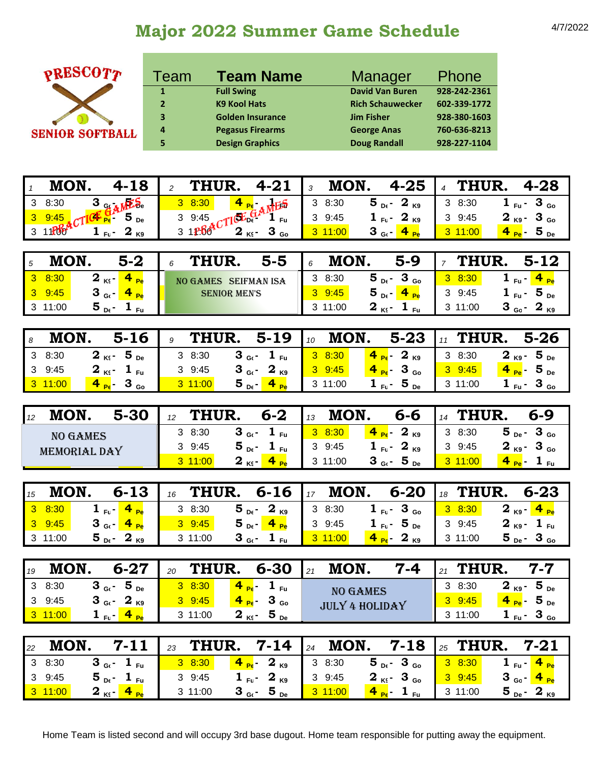# Major 2022 Summer Game Schedule

4/7/2022

PRESCOTT SENIOR SOFTBALL

| Team | Team Name | Manager | Phone |
|---|---|---|---|
| 1 | Full Swing | David Van Buren | 928-242-2361 |
| 2 | K9 Kool Hats | Rich Schauwecker | 602-339-1772 |
| 3 | Golden Insurance | Jim Fisher | 928-380-1603 |
| 4 | Pegasus Firearms | George Anas | 760-636-8213 |
| 5 | Design Graphics | Doug Randall | 928-227-1104 |

| 1 MON. 4-18 | | 2 THUR. 4-21 | | 3 MON. 4-25 | | 4 THUR. 4-28 | |
|---|---|---|---|---|---|---|---|
| 3 8:30 | 3 Go - 5 De | 3 8:30 | 4 Pe - 1 Fu | 3 8:30 | 5 De - 2 K9 | 3 8:30 | 1 Fu - 3 Go |
| 3 9:45 | 4 Pe - 5 De | 3 9:45 | 5 De - 1 Fu | 3 9:45 | 1 Fu - 2 K9 | 3 9:45 | 2 K9 - 3 Go |
| 3 11:00 | 1 Fu - 2 K9 | 3 11:00 | 2 K9 - 3 Go | 3 11:00 | 3 Go - 4 Pe | 3 11:00 | 4 Pe - 5 De |
| PRACTICE GAMES | | PRACTICE GAMES | | | | | |

| 5 MON. 5-2 | | 6 THUR. 5-5 | | 6 MON. 5-9 | | 7 THUR. 5-12 | |
|---|---|---|---|---|---|---|---|
| 3 8:30 | 2 K9 - 4 Pe | NO GAMES SEIFMAN ISA SENIOR MEN'S | | 3 8:30 | 5 De - 3 Go | 3 8:30 | 1 Fu - 4 Pe |
| 3 9:45 | 3 Go - 4 Pe | | | 3 9:45 | 5 De - 4 Pe | 3 9:45 | 1 Fu - 5 De |
| 3 11:00 | 5 De - 1 Fu | | | 3 11:00 | 2 K9 - 1 Fu | 3 11:00 | 3 Go - 2 K9 |

| 8 MON. 5-16 | | 9 THUR. 5-19 | | 10 MON. 5-23 | | 11 THUR. 5-26 | |
|---|---|---|---|---|---|---|---|
| 3 8:30 | 2 K9 - 5 De | 3 8:30 | 3 Go - 1 Fu | 3 8:30 | 4 Pe - 2 K9 | 3 8:30 | 2 K9 - 5 De |
| 3 9:45 | 2 K9 - 1 Fu | 3 9:45 | 3 Go - 2 K9 | 3 9:45 | 4 Pe - 3 Go | 3 9:45 | 4 Pe - 5 De |
| 3 11:00 | 4 Pe - 3 Go | 3 11:00 | 5 De - 4 Pe | 3 11:00 | 1 Fu - 5 De | 3 11:00 | 1 Fu - 3 Go |

| 12 MON. 5-30 | | 12 THUR. 6-2 | | 13 MON. 6-6 | | 14 THUR. 6-9 | |
|---|---|---|---|---|---|---|---|
| NO GAMES MEMORIAL DAY | | 3 8:30 | 3 Go - 1 Fu | 3 8:30 | 4 Pe - 2 K9 | 3 8:30 | 5 De - 3 Go |
| | | 3 9:45 | 5 De - 1 Fu | 3 9:45 | 1 Fu - 2 K9 | 3 9:45 | 2 K9 - 3 Go |
| | | 3 11:00 | 2 K9 - 4 Pe | 3 11:00 | 3 Go - 5 De | 3 11:00 | 4 Pe - 1 Fu |

| 15 MON. 6-13 | | 16 THUR. 6-16 | | 17 MON. 6-20 | | 18 THUR. 6-23 | |
|---|---|---|---|---|---|---|---|
| 3 8:30 | 1 Fu - 4 Pe | 3 8:30 | 5 De - 2 K9 | 3 8:30 | 1 Fu - 3 Go | 3 8:30 | 2 K9 - 4 Pe |
| 3 9:45 | 3 Go - 4 Pe | 3 9:45 | 5 De - 4 Pe | 3 9:45 | 1 Fu - 5 De | 3 9:45 | 2 K9 - 1 Fu |
| 3 11:00 | 5 De - 2 K9 | 3 11:00 | 3 Go - 1 Fu | 3 11:00 | 4 Pe - 2 K9 | 3 11:00 | 5 De - 3 Go |

| 19 MON. 6-27 | | 20 THUR. 6-30 | | 21 MON. 7-4 | | 21 THUR. 7-7 | |
|---|---|---|---|---|---|---|---|
| 3 8:30 | 3 Go - 5 De | 3 8:30 | 4 Pe - 1 Fu | NO GAMES JULY 4 HOLIDAY | | 3 8:30 | 2 K9 - 5 De |
| 3 9:45 | 3 Go - 2 K9 | 3 9:45 | 4 Pe - 3 Go | | | 3 9:45 | 4 Pe - 5 De |
| 3 11:00 | 1 Fu - 4 Pe | 3 11:00 | 2 K9 - 5 De | | | 3 11:00 | 1 Fu - 3 Go |

| 22 MON. 7-11 | | 23 THUR. 7-14 | | 24 MON. 7-18 | | 25 THUR. 7-21 | |
|---|---|---|---|---|---|---|---|
| 3 8:30 | 3 Go - 1 Fu | 3 8:30 | 4 Pe - 2 K9 | 3 8:30 | 5 De - 3 Go | 3 8:30 | 1 Fu - 4 Pe |
| 3 9:45 | 5 De - 1 Fu | 3 9:45 | 1 Fu - 2 K9 | 3 9:45 | 2 K9 - 3 Go | 3 9:45 | 3 Go - 4 Pe |
| 3 11:00 | 2 K9 - 4 Pe | 3 11:00 | 3 Go - 5 De | 3 11:00 | 4 Pe - 1 Fu | 3 11:00 | 5 De - 2 K9 |

Home Team is listed second and will occupy 3rd base dugout. Home team responsible for putting away the equipment.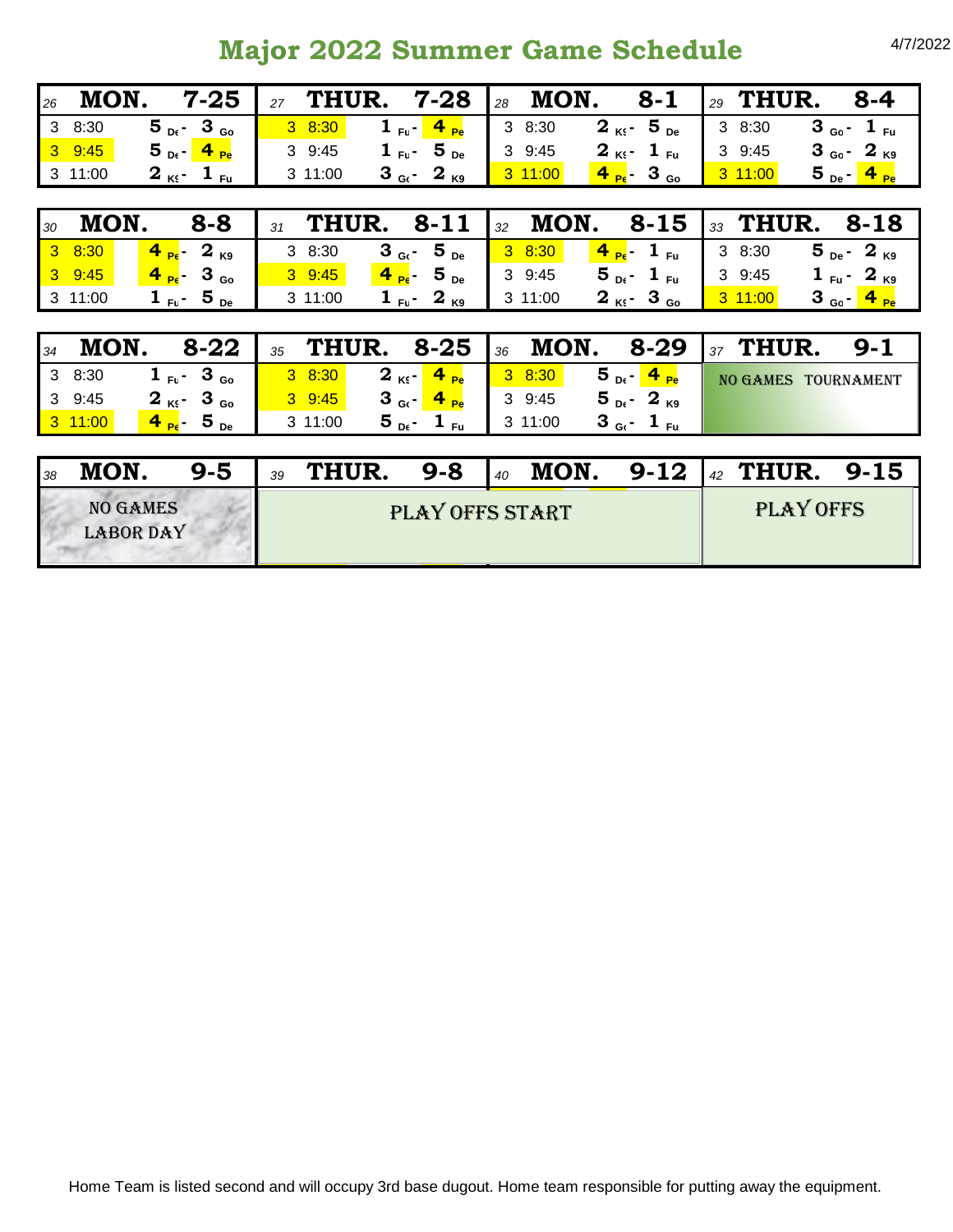# Major 2022 Summer Game Schedule

4/7/2022

| 26 MON. 7-25 | | 27 THUR. 7-28 | | 28 MON. 8-1 | | 29 THUR. 8-4 | |
|---|---|---|---|---|---|---|---|
| 3 8:30 | 5 De - 3 Go | 3 8:30 | 1 Fu - 4 Pe | 3 8:30 | 2 K9 - 5 De | 3 8:30 | 3 Go - 1 Fu |
| 3 9:45 | 5 De - 4 Pe | 3 9:45 | 1 Fu - 5 De | 3 9:45 | 2 K9 - 1 Fu | 3 9:45 | 3 Go - 2 K9 |
| 3 11:00 | 2 K9 - 1 Fu | 3 11:00 | 3 Go - 2 K9 | 3 11:00 | 4 Pe - 3 Go | 3 11:00 | 5 De - 4 Pe |

| 30 MON. 8-8 | | 31 THUR. 8-11 | | 32 MON. 8-15 | | 33 THUR. 8-18 | |
|---|---|---|---|---|---|---|---|
| 3 8:30 | 4 Pe - 2 K9 | 3 8:30 | 3 Go - 5 De | 3 8:30 | 4 Pe - 1 Fu | 3 8:30 | 5 De - 2 K9 |
| 3 9:45 | 4 Pe - 3 Go | 3 9:45 | 4 Pe - 5 De | 3 9:45 | 5 De - 1 Fu | 3 9:45 | 1 Fu - 2 K9 |
| 3 11:00 | 1 Fu - 5 De | 3 11:00 | 1 Fu - 2 K9 | 3 11:00 | 2 K9 - 3 Go | 3 11:00 | 3 Go - 4 Pe |

| 34 MON. 8-22 | | 35 THUR. 8-25 | | 36 MON. 8-29 | | 37 THUR. 9-1 |
|---|---|---|---|---|---|---|
| 3 8:30 | 1 Fu - 3 Go | 3 8:30 | 2 K9 - 4 Pe | 3 8:30 | 5 De - 4 Pe | NO GAMES TOURNAMENT |
| 3 9:45 | 2 K9 - 3 Go | 3 9:45 | 3 Go - 4 Pe | 3 9:45 | 5 De - 2 K9 | |
| 3 11:00 | 4 Pe - 5 De | 3 11:00 | 5 De - 1 Fu | 3 11:00 | 3 Go - 1 Fu | |

| 38 MON. 9-5 | 39 THUR. 9-8 | 40 MON. 9-12 | 42 THUR. 9-15 |
|---|---|---|---|
| NO GAMES LABOR DAY | PLAY OFFS START | | PLAY OFFS |

Home Team is listed second and will occupy 3rd base dugout. Home team responsible for putting away the equipment.